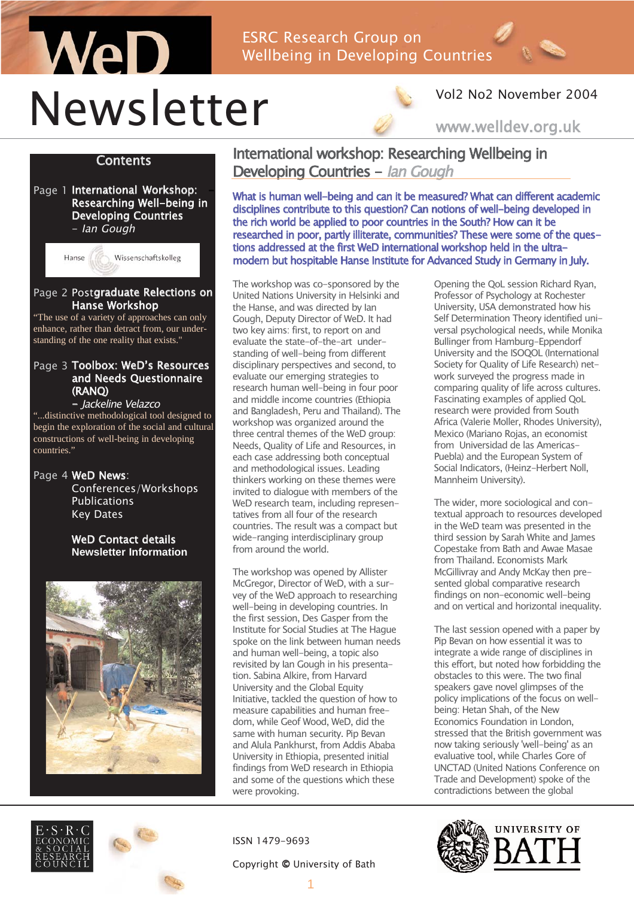# WeD Newsletter

ESRC Research Group on Wellbeing in Developing Countries

Vol2 No2 November 2004

www.welldev.org.uk

## Contents

Page 1 **International Workshop: Researching Well-being in Developing Countries** – *Ian Gough*

Hanse Wissenschaftskolleg

Page 2 **Postgraduate Relections on Hanse Workshop**

"The use of a variety of approaches can only enhance, rather than detract from, our understanding of the one reality that exists."

Page 3 **Toolbox: WeD's Resources and Needs Questionnaire (RANQ)** – *Jackeline Velazco*

"...distinctive methodological tool designed to begin the exploration of the social and cultural constructions of well-being in developing countries."

Page 4 **WeD News**: Conferences/Workshops, Publications, Key Dates

**WeD Contact details**
**Newsletter Information**

## International workshop: Researching Wellbeing in Developing Countries – *Ian Gough*

**What is human well-being and can it be measured? What can different academic disciplines contribute to this question? Can notions of well-being developed in the rich world be applied to poor countries in the South? How can it be researched in poor, partly illiterate, communities? These were some of the questions addressed at the first WeD international workshop held in the ultra-modern but hospitable Hanse Institute for Advanced Study in Germany in July.**

The workshop was co-sponsored by the United Nations University in Helsinki and the Hanse, and was directed by Ian Gough, Deputy Director of WeD. It had two key aims: first, to report on and evaluate the state-of-the-art understanding of well-being from different disciplinary perspectives and second, to evaluate our emerging strategies to research human well-being in four poor and middle income countries (Ethiopia and Bangladesh, Peru and Thailand). The workshop was organized around the three central themes of the WeD group: Needs, Quality of Life and Resources, in each case addressing both conceptual and methodological issues. Leading thinkers working on these themes were invited to dialogue with members of the WeD research team, including representatives from all four of the research countries. The result was a compact but wide-ranging interdisciplinary group from around the world.

The workshop was opened by Allister McGregor, Director of WeD, with a survey of the WeD approach to researching well-being in developing countries. In the first session, Des Gasper from the Institute for Social Studies at The Hague spoke on the link between human needs and human well-being, a topic also revisited by Ian Gough in his presentation. Sabina Alkire, from Harvard University and the Global Equity Initiative, tackled the question of how to measure capabilities and human freedom, while Geof Wood, WeD, did the same with human security. Pip Bevan and Alula Pankhurst, from Addis Ababa University in Ethiopia, presented initial findings from WeD research in Ethiopia and some of the questions which these were provoking.

Opening the QoL session Richard Ryan, Professor of Psychology at Rochester University, USA demonstrated how his Self Determination Theory identified universal psychological needs, while Monika Bullinger from Hamburg-Eppendorf University and the ISOQOL (International Society for Quality of Life Research) network surveyed the progress made in comparing quality of life across cultures. Fascinating examples of applied QoL research were provided from South Africa (Valerie Moller, Rhodes University), Mexico (Mariano Rojas, an economist from Universidad de las Americas-Puebla) and the European System of Social Indicators, (Heinz-Herbert Noll, Mannheim University).

The wider, more sociological and contextual approach to resources developed in the WeD team was presented in the third session by Sarah White and James Copestake from Bath and Awae Masae from Thailand. Economists Mark McGillivray and Andy McKay then presented global comparative research findings on non-economic well-being and on vertical and horizontal inequality.

The last session opened with a paper by Pip Bevan on how essential it was to integrate a wide range of disciplines in this effort, but noted how forbidding the obstacles to this were. The two final speakers gave novel glimpses of the policy implications of the focus on well-being: Hetan Shah, of the New Economics Foundation in London, stressed that the British government was now taking seriously 'well-being' as an evaluative tool, while Charles Gore of UNCTAD (United Nations Conference on Trade and Development) spoke of the contradictions between the global

E·S·R·C Economic & Social Research Council

ISSN 1479-9693

Copyright © University of Bath

University of Bath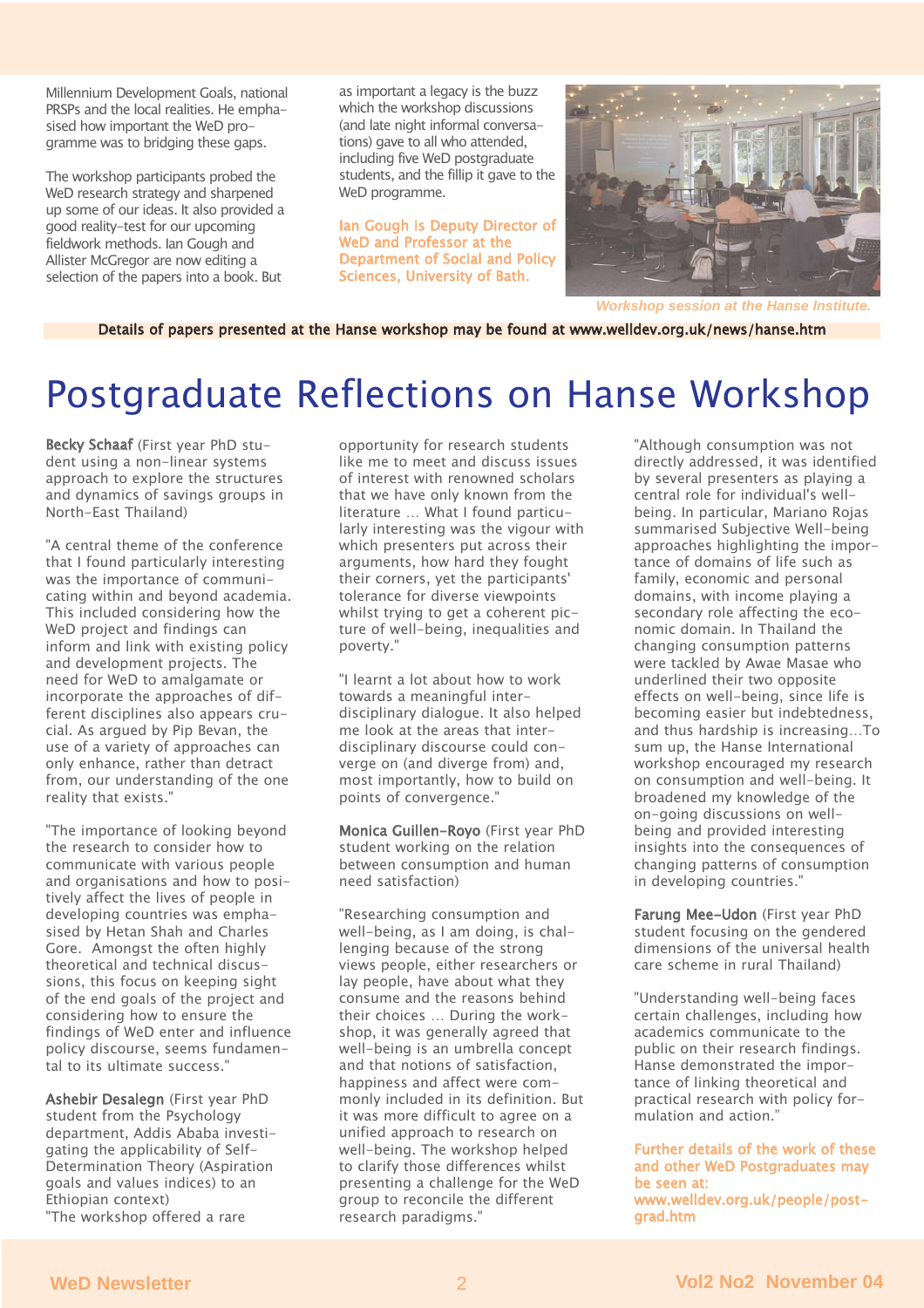Millennium Development Goals, national PRSPs and the local realities. He emphasised how important the WeD programme was to bridging these gaps.

The workshop participants probed the WeD research strategy and sharpened up some of our ideas. It also provided a good reality-test for our upcoming fieldwork methods. Ian Gough and Allister McGregor are now editing a selection of the papers into a book. But as important a legacy is the buzz which the workshop discussions (and late night informal conversations) gave to all who attended, including five WeD postgraduate students, and the fillip it gave to the WeD programme.

**Ian Gough is Deputy Director of WeD and Professor at the Department of Social and Policy Sciences, University of Bath.**

*Workshop session at the Hanse Institute.*

**Details of papers presented at the Hanse workshop may be found at www.welldev.org.uk/news/hanse.htm**

# Postgraduate Reflections on Hanse Workshop

**Becky Schaaf** (First year PhD student using a non-linear systems approach to explore the structures and dynamics of savings groups in North-East Thailand)

"A central theme of the conference that I found particularly interesting was the importance of communicating within and beyond academia. This included considering how the WeD project and findings can inform and link with existing policy and development projects. The need for WeD to amalgamate or incorporate the approaches of different disciplines also appears crucial. As argued by Pip Bevan, the use of a variety of approaches can only enhance, rather than detract from, our understanding of the one reality that exists."

"The importance of looking beyond the research to consider how to communicate with various people and organisations and how to positively affect the lives of people in developing countries was emphasised by Hetan Shah and Charles Gore. Amongst the often highly theoretical and technical discussions, this focus on keeping sight of the end goals of the project and considering how to ensure the findings of WeD enter and influence policy discourse, seems fundamental to its ultimate success."

**Ashebir Desalegn** (First year PhD student from the Psychology department, Addis Ababa investigating the applicability of Self-Determination Theory (Aspiration goals and values indices) to an Ethiopian context)

"The workshop offered a rare opportunity for research students like me to meet and discuss issues of interest with renowned scholars that we have only known from the literature … What I found particularly interesting was the vigour with which presenters put across their arguments, how hard they fought their corners, yet the participants' tolerance for diverse viewpoints whilst trying to get a coherent picture of well-being, inequalities and poverty."

"I learnt a lot about how to work towards a meaningful inter-disciplinary dialogue. It also helped me look at the areas that inter-disciplinary discourse could converge on (and diverge from) and, most importantly, how to build on points of convergence."

**Monica Guillen-Royo** (First year PhD student working on the relation between consumption and human need satisfaction)

"Researching consumption and well-being, as I am doing, is challenging because of the strong views people, either researchers or lay people, have about what they consume and the reasons behind their choices … During the workshop, it was generally agreed that well-being is an umbrella concept and that notions of satisfaction, happiness and affect were commonly included in its definition. But it was more difficult to agree on a unified approach to research on well-being. The workshop helped to clarify those differences whilst presenting a challenge for the WeD group to reconcile the different research paradigms."

"Although consumption was not directly addressed, it was identified by several presenters as playing a central role for individual's well-being. In particular, Mariano Rojas summarised Subjective Well-being approaches highlighting the importance of domains of life such as family, economic and personal domains, with income playing a secondary role affecting the economic domain. In Thailand the changing consumption patterns were tackled by Awae Masae who underlined their two opposite effects on well-being, since life is becoming easier but indebtedness, and thus hardship is increasing…To sum up, the Hanse International workshop encouraged my research on consumption and well-being. It broadened my knowledge of the on-going discussions on well-being and provided interesting insights into the consequences of changing patterns of consumption in developing countries."

**Farung Mee-Udon** (First year PhD student focusing on the gendered dimensions of the universal health care scheme in rural Thailand)

"Understanding well-being faces certain challenges, including how academics communicate to the public on their research findings. Hanse demonstrated the importance of linking theoretical and practical research with policy formulation and action."

**Further details of the work of these and other WeD Postgraduates may be seen at: www.welldev.org.uk/people/post-grad.htm**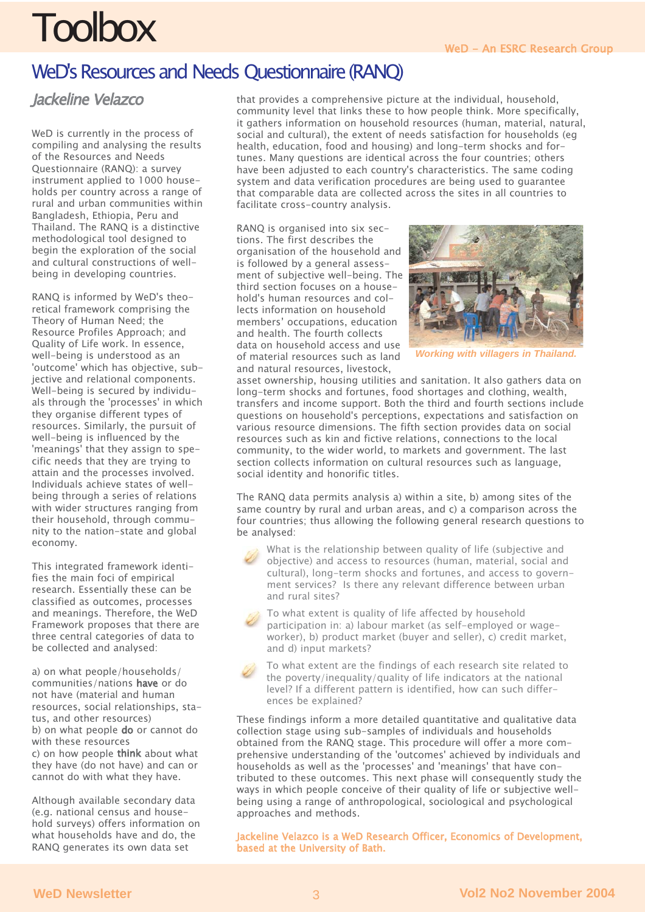# Toolbox

WeD - An ESRC Research Group

## WeD's Resources and Needs Questionnaire (RANQ)

*Jackeline Velazco*

WeD is currently in the process of compiling and analysing the results of the Resources and Needs Questionnaire (RANQ): a survey instrument applied to 1000 households per country across a range of rural and urban communities within Bangladesh, Ethiopia, Peru and Thailand. The RANQ is a distinctive methodological tool designed to begin the exploration of the social and cultural constructions of well-being in developing countries.

RANQ is informed by WeD's theoretical framework comprising the Theory of Human Need; the Resource Profiles Approach; and Quality of Life work. In essence, well-being is understood as an 'outcome' which has objective, subjective and relational components. Well-being is secured by individuals through the 'processes' in which they organise different types of resources. Similarly, the pursuit of well-being is influenced by the 'meanings' that they assign to specific needs that they are trying to attain and the processes involved. Individuals achieve states of well-being through a series of relations with wider structures ranging from their household, through community to the nation-state and global economy.

This integrated framework identifies the main foci of empirical research. Essentially these can be classified as outcomes, processes and meanings. Therefore, the WeD Framework proposes that there are three central categories of data to be collected and analysed:

a) on what people/households/communities/nations **have** or do not have (material and human resources, social relationships, status, and other resources)
b) on what people **do** or cannot do with these resources
c) on how people **think** about what they have (do not have) and can or cannot do with what they have.

Although available secondary data (e.g. national census and household surveys) offers information on what households have and do, the RANQ generates its own data set that provides a comprehensive picture at the individual, household, community level that links these to how people think. More specifically, it gathers information on household resources (human, material, natural, social and cultural), the extent of needs satisfaction for households (eg health, education, food and housing) and long-term shocks and fortunes. Many questions are identical across the four countries; others have been adjusted to each country's characteristics. The same coding system and data verification procedures are being used to guarantee that comparable data are collected across the sites in all countries to facilitate cross-country analysis.

RANQ is organised into six sections. The first describes the organisation of the household and is followed by a general assessment of subjective well-being. The third section focuses on a household's human resources and collects information on household members' occupations, education and health. The fourth collects data on household access and use of material resources such as land and natural resources, livestock, asset ownership, housing utilities and sanitation. It also gathers data on long-term shocks and fortunes, food shortages and clothing, wealth, transfers and income support. Both the third and fourth sections include questions on household's perceptions, expectations and satisfaction on various resource dimensions. The fifth section provides data on social resources such as kin and fictive relations, connections to the local community, to the wider world, to markets and government. The last section collects information on cultural resources such as language, social identity and honorific titles.

*Working with villagers in Thailand.*

The RANQ data permits analysis a) within a site, b) among sites of the same country by rural and urban areas, and c) a comparison across the four countries; thus allowing the following general research questions to be analysed:

- What is the relationship between quality of life (subjective and objective) and access to resources (human, material, social and cultural), long-term shocks and fortunes, and access to government services? Is there any relevant difference between urban and rural sites?
- To what extent is quality of life affected by household participation in: a) labour market (as self-employed or wage-worker), b) product market (buyer and seller), c) credit market, and d) input markets?
- To what extent are the findings of each research site related to the poverty/inequality/quality of life indicators at the national level? If a different pattern is identified, how can such differences be explained?

These findings inform a more detailed quantitative and qualitative data collection stage using sub-samples of individuals and households obtained from the RANQ stage. This procedure will offer a more comprehensive understanding of the 'outcomes' achieved by individuals and households as well as the 'processes' and 'meanings' that have contributed to these outcomes. This next phase will consequently study the ways in which people conceive of their quality of life or subjective well-being using a range of anthropological, sociological and psychological approaches and methods.

Jackeline Velazco is a WeD Research Officer, Economics of Development, based at the University of Bath.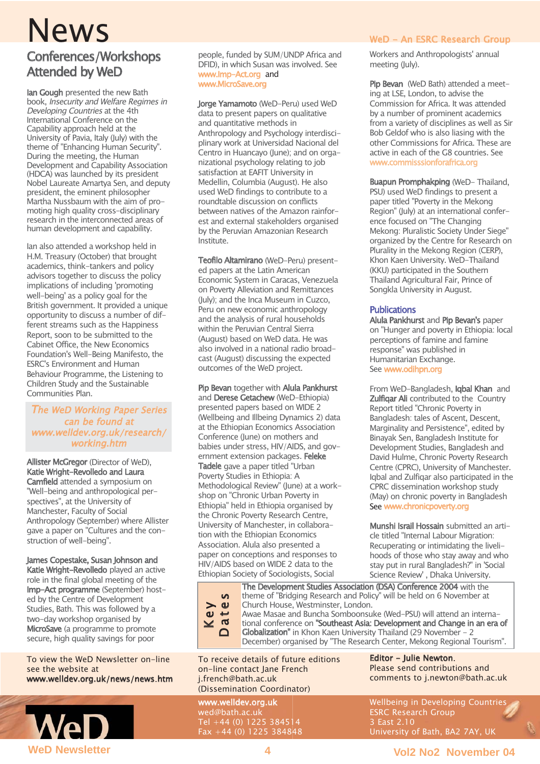# News

## Conferences/Workshops Attended by WeD

**Ian Gough** presented the new Bath book, *Insecurity and Welfare Regimes in Developing Countries* at the 4th International Conference on the Capability approach held at the University of Pavia, Italy (July) with the theme of "Enhancing Human Security". During the meeting, the Human Development and Capability Association (HDCA) was launched by its president Nobel Laureate Amartya Sen, and deputy president, the eminent philosopher Martha Nussbaum with the aim of promoting high quality cross-disciplinary research in the interconnected areas of human development and capability.

Ian also attended a workshop held in H.M. Treasury (October) that brought academics, think-tankers and policy advisors together to discuss the policy implications of including 'promoting well-being' as a policy goal for the British government. It provided a unique opportunity to discuss a number of different streams such as the Happiness Report, soon to be submitted to the Cabinet Office, the New Economics Foundation's Well-Being Manifesto, the ESRC's Environment and Human Behaviour Programme, the Listening to Children Study and the Sustainable Communities Plan.

*The WeD Working Paper Series can be found at www.welldev.org.uk/research/working.htm*

**Allister McGregor** (Director of WeD), **Katie Wright-Revolledo and Laura Camfield** attended a symposium on "Well-being and anthropological perspectives", at the University of Manchester, Faculty of Social Anthropology (September) where Allister gave a paper on "Cultures and the construction of well-being".

**James Copestake, Susan Johnson and Katie Wright-Revolledo** played an active role in the final global meeting of the **Imp-Act programme** (September) hosted by the Centre of Development Studies, Bath. This was followed by a two-day workshop organised by **MicroSave** (a programme to promote secure, high quality savings for poor people, funded by SUM/UNDP Africa and DFID), in which Susan was involved. See www.Imp-Act.org and www.MicroSave.org

**Jorge Yamamoto** (WeD-Peru) used WeD data to present papers on qualitative and quantitative methods in Anthropology and Psychology interdisciplinary work at Universidad Nacional del Centro in Huancayo (June); and on organizational psychology relating to job satisfaction at EAFIT University in Medellin, Columbia (August). He also used WeD findings to contribute to a roundtable discussion on conflicts between natives of the Amazon rainforest and external stakeholders organised by the Peruvian Amazonian Research Institute.

**Teofilo Altamirano** (WeD-Peru) presented papers at the Latin American Economic System in Caracas, Venezuela on Poverty Alleviation and Remittances (July); and the Inca Museum in Cuzco, Peru on new economic anthropology and the analysis of rural households within the Peruvian Central Sierra (August) based on WeD data. He was also involved in a national radio broadcast (August) discussing the expected outcomes of the WeD project.

**Pip Bevan** together with **Alula Pankhurst** and **Derese Getachew** (WeD-Ethiopia) presented papers based on WIDE 2 (Wellbeing and Illbeing Dynamics 2) data at the Ethiopian Economics Association Conference (June) on mothers and babies under stress, HIV/AIDS, and government extension packages. **Feleke Tadele** gave a paper titled "Urban Poverty Studies in Ethiopia: A Methodological Review" (June) at a workshop on "Chronic Urban Poverty in Ethiopia" held in Ethiopia organised by the Chronic Poverty Research Centre, University of Manchester, in collaboration with the Ethiopian Economics Association. Alula also presented a paper on conceptions and responses to HIV/AIDS based on WIDE 2 data to the Ethiopian Society of Sociologists, Social Workers and Anthropologists' annual meeting (July).

**Pip Bevan** (WeD Bath) attended a meeting at LSE, London, to advise the Commission for Africa. It was attended by a number of prominent academics from a variety of disciplines as well as Sir Bob Geldof who is also liasing with the other Commissions for Africa. These are active in each of the G8 countries. See www.commisssionforafrica.org

**Buapun Promphakping** (WeD- Thailand, PSU) used WeD findings to present a paper titled "Poverty in the Mekong Region" (July) at an international conference focused on "The Changing Mekong: Pluralistic Society Under Siege" organized by the Centre for Research on Plurality in the Mekong Region (CERP), Khon Kaen University. WeD-Thailand (KKU) participated in the Southern Thailand Agricultural Fair, Prince of Songkla University in August.

## Publications

**Alula Pankhurst** and **Pip Bevan's** paper on "Hunger and poverty in Ethiopia: local perceptions of famine and famine response" was published in Humanitarian Exchange.
See www.odihpn.org

From WeD-Bangladesh, **Iqbal Khan** and **Zulfiqar Ali** contributed to the Country Report titled "Chronic Poverty in Bangladesh: tales of Ascent, Descent, Marginality and Persistence", edited by Binayak Sen, Bangladesh Institute for Development Studies, Bangladesh and David Hulme, Chronic Poverty Research Centre (CPRC), University of Manchester. Iqbal and Zulfiqar also participated in the CPRC dissemination workshop study (May) on chronic poverty in Bangladesh
See www.chronicpoverty.org

**Munshi Israil Hossain** submitted an article titled "Internal Labour Migration: Recuperating or intimidating the livelihoods of those who stay away and who stay put in rural Bangladesh?" in 'Social Science Review', Dhaka University.

## Key Dates

**The Development Studies Association (DSA) Conference 2004** with the theme of "Bridging Research and Policy" will be held on 6 November at Church House, Westminster, London.

Awae Masae and Buncha Somboonsuke (Wed-PSU) will attend an international conference on **"Southeast Asia: Development and Change in an era of Globalization"** in Khon Kaen University Thailand (29 November - 2 December) organised by "The Research Center, Mekong Regional Tourism".

To view the WeD Newsletter on-line see the website at **www.welldev.org.uk/news/news.htm**

To receive details of future editions on-line contact Jane French j.french@bath.ac.uk (Dissemination Coordinator)

**Editor - Julie Newton.**
Please send contributions and comments to j.newton@bath.ac.uk

**www.welldev.org.uk**
wed@bath.ac.uk
Tel +44 (0) 1225 384514
Fax +44 (0) 1225 384848

Wellbeing in Developing Countries
ESRC Research Group
3 East 2.10
University of Bath, BA2 7AY, UK